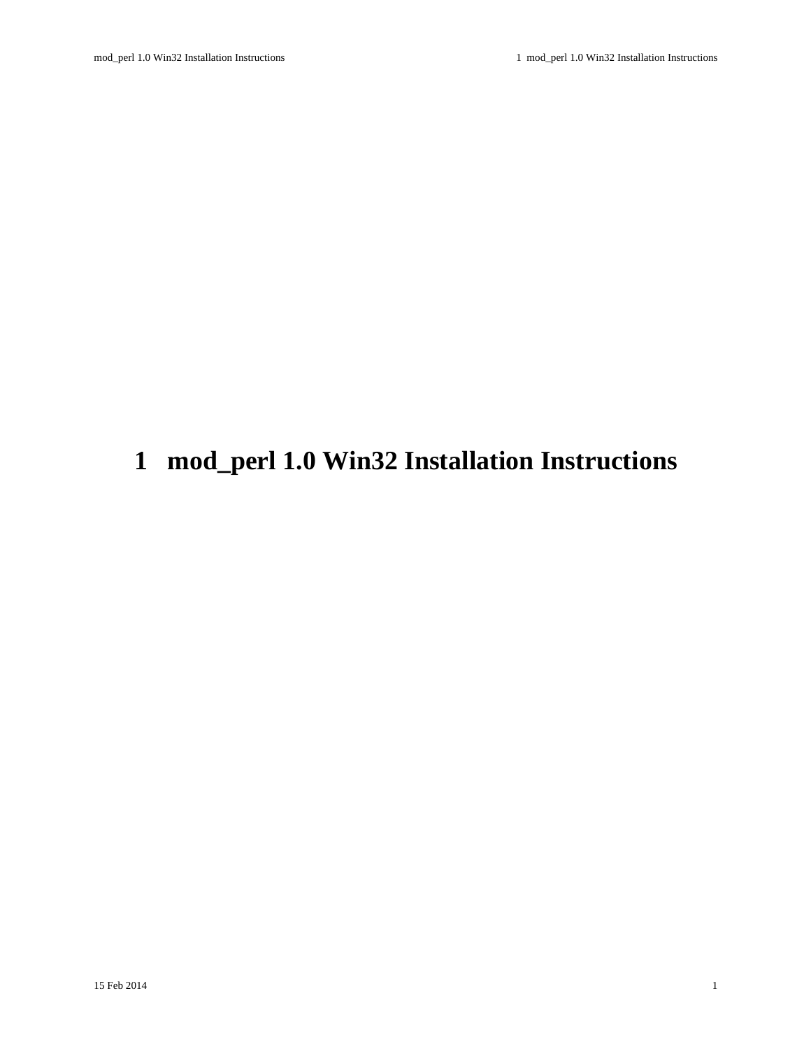# 1 mod_perl 1.0 Win32 Installation Instructions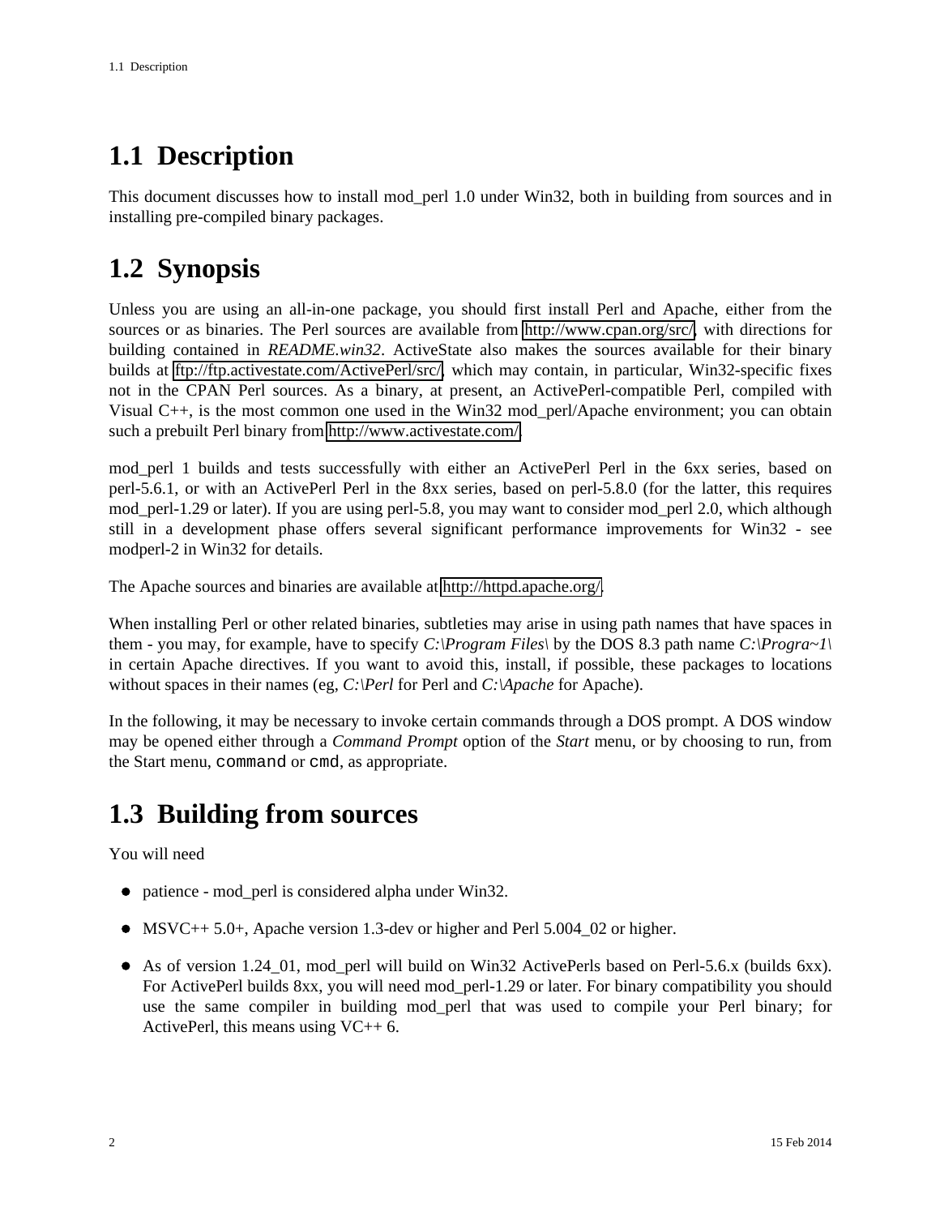## 1.1 Description

This document discusses how to install mod_perl 1.0 under Win32, both in building from sources and in installing pre-compiled binary packages.

## 1.2 Synopsis

Unless you are using an all-in-one package, you should first install Perl and Apache, either from the sources or as binaries. The Perl sources are available from http://www.cpan.org/src/, with directions for building contained in *README.win32*. ActiveState also makes the sources available for their binary builds at ftp://ftp.activestate.com/ActivePerl/src/, which may contain, in particular, Win32-specific fixes not in the CPAN Perl sources. As a binary, at present, an ActivePerl-compatible Perl, compiled with Visual C++, is the most common one used in the Win32 mod_perl/Apache environment; you can obtain such a prebuilt Perl binary from http://www.activestate.com/.

mod_perl 1 builds and tests successfully with either an ActivePerl Perl in the 6xx series, based on perl-5.6.1, or with an ActivePerl Perl in the 8xx series, based on perl-5.8.0 (for the latter, this requires mod_perl-1.29 or later). If you are using perl-5.8, you may want to consider mod_perl 2.0, which although still in a development phase offers several significant performance improvements for Win32 - see modperl-2 in Win32 for details.

The Apache sources and binaries are available at http://httpd.apache.org/.

When installing Perl or other related binaries, subtleties may arise in using path names that have spaces in them - you may, for example, have to specify *C:\Program Files\* by the DOS 8.3 path name *C:\Progra~1\* in certain Apache directives. If you want to avoid this, install, if possible, these packages to locations without spaces in their names (eg, *C:\Perl* for Perl and *C:\Apache* for Apache).

In the following, it may be necessary to invoke certain commands through a DOS prompt. A DOS window may be opened either through a *Command Prompt* option of the *Start* menu, or by choosing to run, from the Start menu, `command` or `cmd`, as appropriate.

## 1.3 Building from sources

You will need

- patience - mod_perl is considered alpha under Win32.
- MSVC++ 5.0+, Apache version 1.3-dev or higher and Perl 5.004_02 or higher.
- As of version 1.24_01, mod_perl will build on Win32 ActivePerls based on Perl-5.6.x (builds 6xx). For ActivePerl builds 8xx, you will need mod_perl-1.29 or later. For binary compatibility you should use the same compiler in building mod_perl that was used to compile your Perl binary; for ActivePerl, this means using VC++ 6.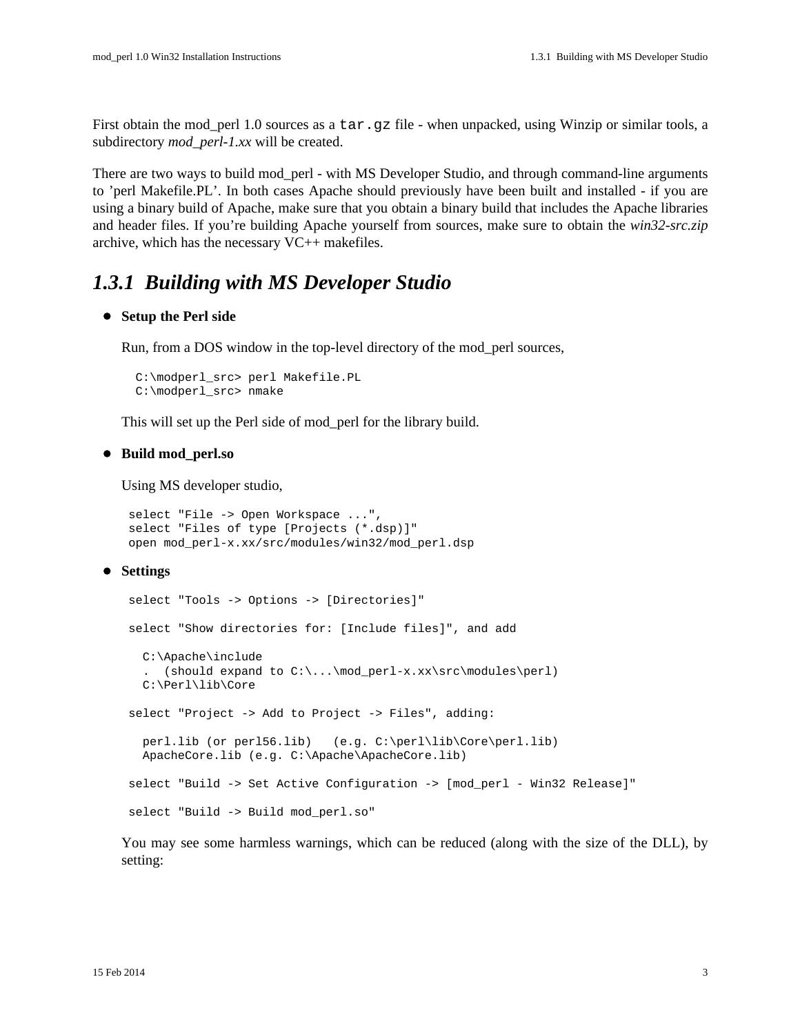First obtain the mod_perl 1.0 sources as a `tar.gz` file - when unpacked, using Winzip or similar tools, a subdirectory *mod_perl-1.xx* will be created.

There are two ways to build mod_perl - with MS Developer Studio, and through command-line arguments to 'perl Makefile.PL'. In both cases Apache should previously have been built and installed - if you are using a binary build of Apache, make sure that you obtain a binary build that includes the Apache libraries and header files. If you're building Apache yourself from sources, make sure to obtain the *win32-src.zip* archive, which has the necessary VC++ makefiles.

### 1.3.1 Building with MS Developer Studio

- **Setup the Perl side**

  Run, from a DOS window in the top-level directory of the mod_perl sources,

  ```
  C:\modperl_src> perl Makefile.PL
  C:\modperl_src> nmake
  ```

  This will set up the Perl side of mod_perl for the library build.

- **Build mod_perl.so**

  Using MS developer studio,

  ```
  select "File -> Open Workspace ...",
  select "Files of type [Projects (*.dsp)]"
  open mod_perl-x.xx/src/modules/win32/mod_perl.dsp
  ```

- **Settings**

  ```
  select "Tools -> Options -> [Directories]"

  select "Show directories for: [Include files]", and add

    C:\Apache\include
    .  (should expand to C:\...\mod_perl-x.xx\src\modules\perl)
    C:\Perl\lib\Core

  select "Project -> Add to Project -> Files", adding:

    perl.lib (or perl56.lib)   (e.g. C:\perl\lib\Core\perl.lib)
    ApacheCore.lib (e.g. C:\Apache\ApacheCore.lib)

  select "Build -> Set Active Configuration -> [mod_perl - Win32 Release]"

  select "Build -> Build mod_perl.so"
  ```

  You may see some harmless warnings, which can be reduced (along with the size of the DLL), by setting: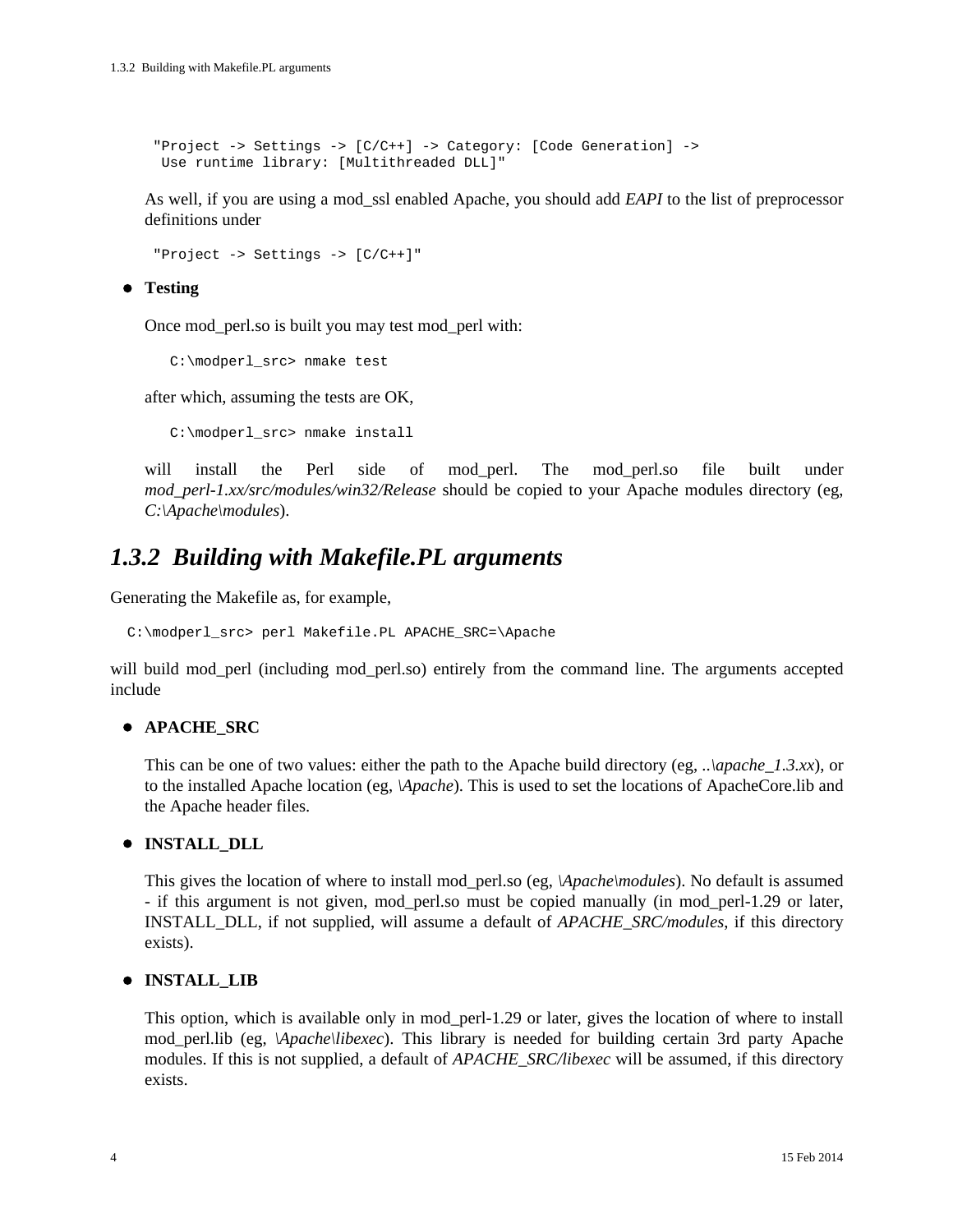```
"Project -> Settings -> [C/C++] -> Category: [Code Generation] ->
 Use runtime library: [Multithreaded DLL]"
```

As well, if you are using a mod_ssl enabled Apache, you should add *EAPI* to the list of preprocessor definitions under

```
"Project -> Settings -> [C/C++]"
```

- **Testing**

  Once mod_perl.so is built you may test mod_perl with:

  ```
  C:\modperl_src> nmake test
  ```

  after which, assuming the tests are OK,

  ```
  C:\modperl_src> nmake install
  ```

  will install the Perl side of mod_perl. The mod_perl.so file built under *mod_perl-1.xx/src/modules/win32/Release* should be copied to your Apache modules directory (eg, *C:\Apache\modules*).

### 1.3.2 Building with Makefile.PL arguments

Generating the Makefile as, for example,

```
C:\modperl_src> perl Makefile.PL APACHE_SRC=\Apache
```

will build mod_perl (including mod_perl.so) entirely from the command line. The arguments accepted include

- **APACHE_SRC**

  This can be one of two values: either the path to the Apache build directory (eg, *..\apache_1.3.xx*), or to the installed Apache location (eg, *\Apache*). This is used to set the locations of ApacheCore.lib and the Apache header files.

- **INSTALL_DLL**

  This gives the location of where to install mod_perl.so (eg, *\Apache\modules*). No default is assumed - if this argument is not given, mod_perl.so must be copied manually (in mod_perl-1.29 or later, INSTALL_DLL, if not supplied, will assume a default of *APACHE_SRC/modules*, if this directory exists).

- **INSTALL_LIB**

  This option, which is available only in mod_perl-1.29 or later, gives the location of where to install mod_perl.lib (eg, *\Apache\libexec*). This library is needed for building certain 3rd party Apache modules. If this is not supplied, a default of *APACHE_SRC/libexec* will be assumed, if this directory exists.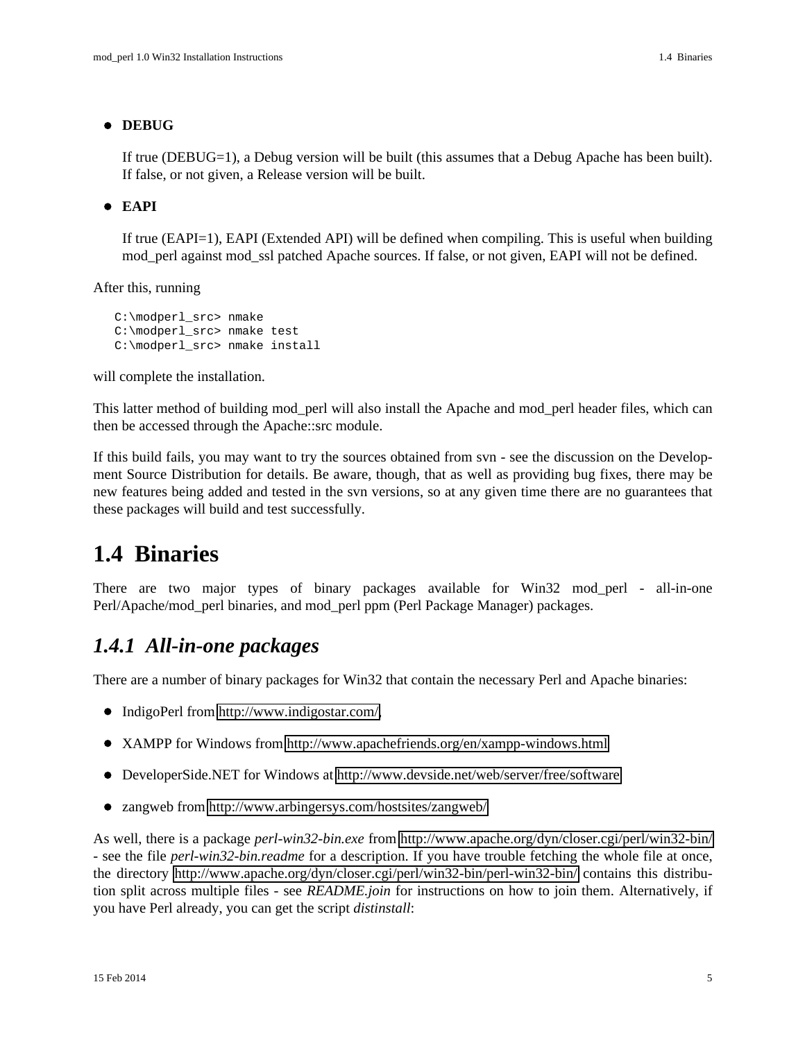- **DEBUG**

  If true (DEBUG=1), a Debug version will be built (this assumes that a Debug Apache has been built). If false, or not given, a Release version will be built.

- **EAPI**

  If true (EAPI=1), EAPI (Extended API) will be defined when compiling. This is useful when building mod_perl against mod_ssl patched Apache sources. If false, or not given, EAPI will not be defined.

After this, running

```
C:\modperl_src> nmake
C:\modperl_src> nmake test
C:\modperl_src> nmake install
```

will complete the installation.

This latter method of building mod_perl will also install the Apache and mod_perl header files, which can then be accessed through the Apache::src module.

If this build fails, you may want to try the sources obtained from svn - see the discussion on the Development Source Distribution for details. Be aware, though, that as well as providing bug fixes, there may be new features being added and tested in the svn versions, so at any given time there are no guarantees that these packages will build and test successfully.

# 1.4 Binaries

There are two major types of binary packages available for Win32 mod_perl - all-in-one Perl/Apache/mod_perl binaries, and mod_perl ppm (Perl Package Manager) packages.

## *1.4.1 All-in-one packages*

There are a number of binary packages for Win32 that contain the necessary Perl and Apache binaries:

- IndigoPerl from http://www.indigostar.com/,
- XAMPP for Windows from http://www.apachefriends.org/en/xampp-windows.html
- DeveloperSide.NET for Windows at http://www.devside.net/web/server/free/software
- zangweb from http://www.arbingersys.com/hostsites/zangweb/

As well, there is a package *perl-win32-bin.exe* from http://www.apache.org/dyn/closer.cgi/perl/win32-bin/ - see the file *perl-win32-bin.readme* for a description. If you have trouble fetching the whole file at once, the directory http://www.apache.org/dyn/closer.cgi/perl/win32-bin/perl-win32-bin/ contains this distribution split across multiple files - see *README.join* for instructions on how to join them. Alternatively, if you have Perl already, you can get the script *distinstall*: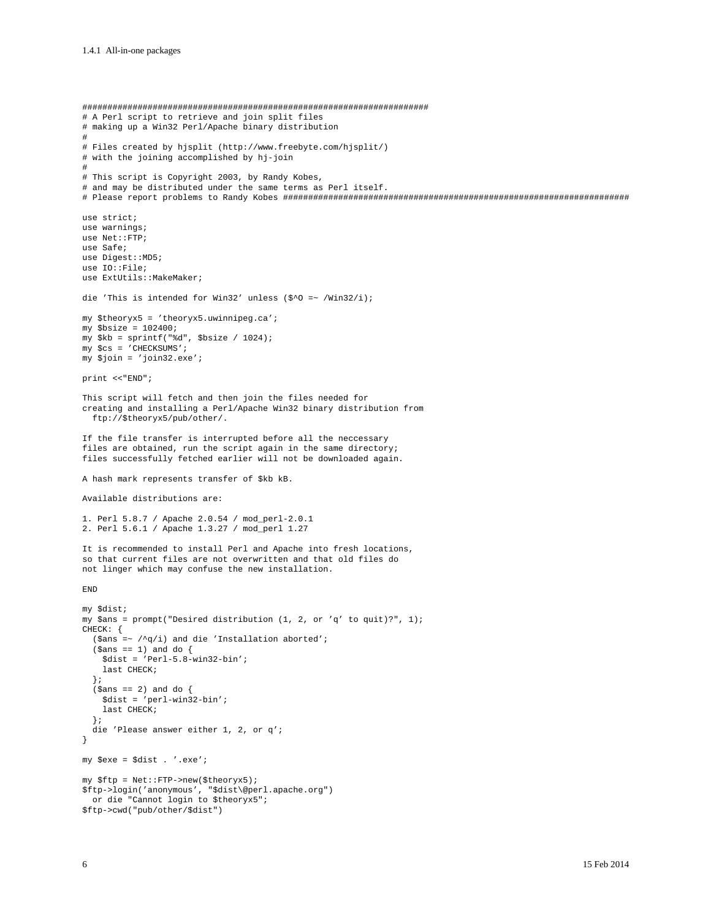```
######################################################################
# A Perl script to retrieve and join split files
# making up a Win32 Perl/Apache binary distribution
#
# Files created by hjsplit (http://www.freebyte.com/hjsplit/)
# with the joining accomplished by hj-join
#
# This script is Copyright 2003, by Randy Kobes,
# and may be distributed under the same terms as Perl itself.
# Please report problems to Randy Kobes ######################################################################

use strict;
use warnings;
use Net::FTP;
use Safe;
use Digest::MD5;
use IO::File;
use ExtUtils::MakeMaker;

die 'This is intended for Win32' unless ($^O =~ /Win32/i);

my $theoryx5 = 'theoryx5.uwinnipeg.ca';
my $bsize = 102400;
my $kb = sprintf("%d", $bsize / 1024);
my $cs = 'CHECKSUMS';
my $join = 'join32.exe';

print <<"END";

This script will fetch and then join the files needed for
creating and installing a Perl/Apache Win32 binary distribution from
  ftp://$theoryx5/pub/other/.

If the file transfer is interrupted before all the neccessary
files are obtained, run the script again in the same directory;
files successfully fetched earlier will not be downloaded again.

A hash mark represents transfer of $kb kB.

Available distributions are:

1. Perl 5.8.7 / Apache 2.0.54 / mod_perl-2.0.1
2. Perl 5.6.1 / Apache 1.3.27 / mod_perl 1.27

It is recommended to install Perl and Apache into fresh locations,
so that current files are not overwritten and that old files do
not linger which may confuse the new installation.

END

my $dist;
my $ans = prompt("Desired distribution (1, 2, or 'q' to quit)?", 1);
CHECK: {
  ($ans =~ /^q/i) and die 'Installation aborted';
  ($ans == 1) and do {
    $dist = 'Perl-5.8-win32-bin';
    last CHECK;
  };
  ($ans == 2) and do {
    $dist = 'perl-win32-bin';
    last CHECK;
  };
  die 'Please answer either 1, 2, or q';
}

my $exe = $dist . '.exe';

my $ftp = Net::FTP->new($theoryx5);
$ftp->login('anonymous', "$dist\@perl.apache.org")
  or die "Cannot login to $theoryx5";
$ftp->cwd("pub/other/$dist")
```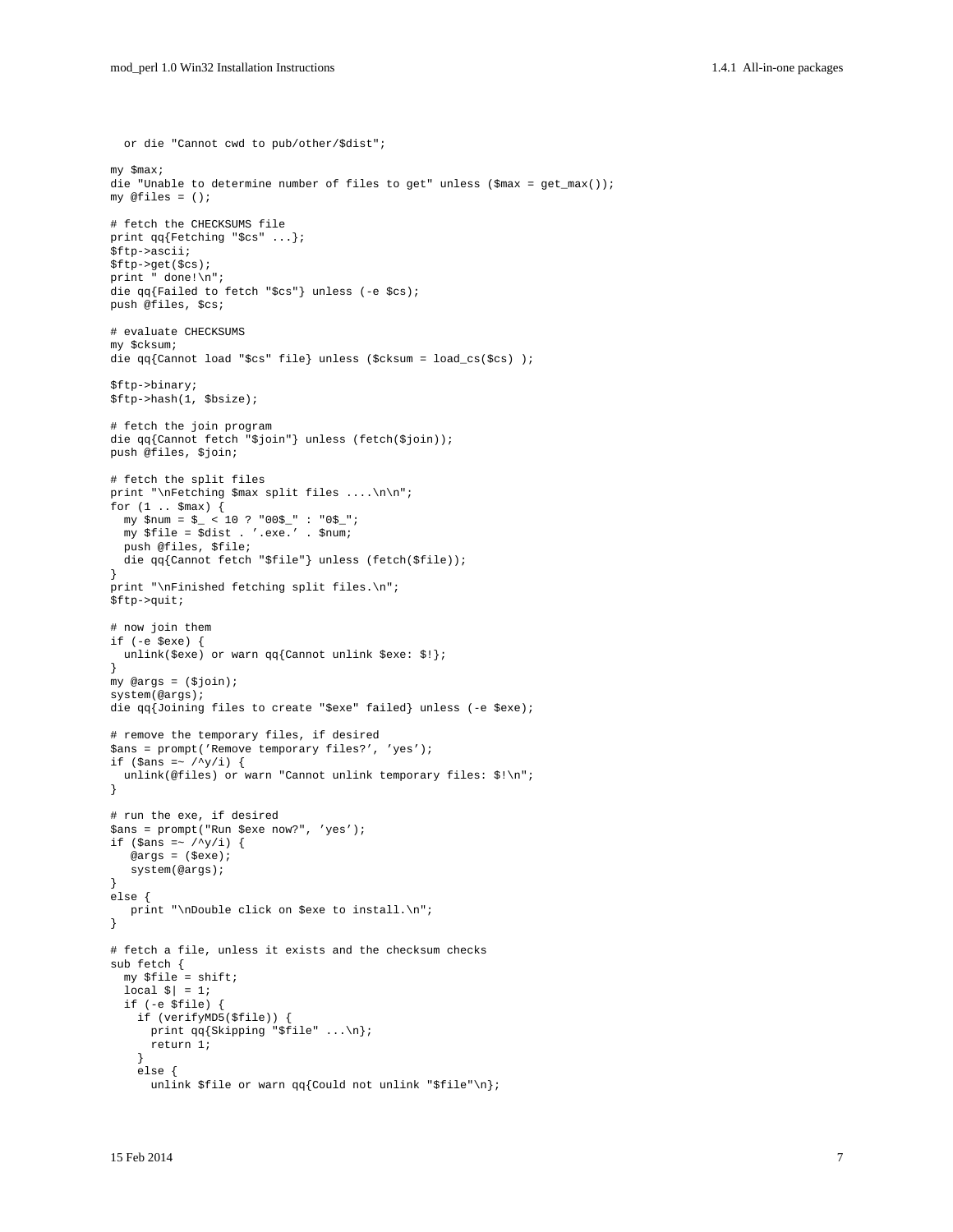```
  or die "Cannot cwd to pub/other/$dist";

my $max;
die "Unable to determine number of files to get" unless ($max = get_max());
my @files = ();

# fetch the CHECKSUMS file
print qq{Fetching "$cs" ...};
$ftp->ascii;
$ftp->get($cs);
print " done!\n";
die qq{Failed to fetch "$cs"} unless (-e $cs);
push @files, $cs;

# evaluate CHECKSUMS
my $cksum;
die qq{Cannot load "$cs" file} unless ($cksum = load_cs($cs) );

$ftp->binary;
$ftp->hash(1, $bsize);

# fetch the join program
die qq{Cannot fetch "$join"} unless (fetch($join));
push @files, $join;

# fetch the split files
print "\nFetching $max split files ....\n\n";
for (1 .. $max) {
  my $num = $_ < 10 ? "00$_" : "0$_";
  my $file = $dist . '.exe.' . $num;
  push @files, $file;
  die qq{Cannot fetch "$file"} unless (fetch($file));
}
print "\nFinished fetching split files.\n";
$ftp->quit;

# now join them
if (-e $exe) {
  unlink($exe) or warn qq{Cannot unlink $exe: $!};
}
my @args = ($join);
system(@args);
die qq{Joining files to create "$exe" failed} unless (-e $exe);

# remove the temporary files, if desired
$ans = prompt('Remove temporary files?', 'yes');
if ($ans =~ /^y/i) {
  unlink(@files) or warn "Cannot unlink temporary files: $!\n";
}

# run the exe, if desired
$ans = prompt("Run $exe now?", 'yes');
if ($ans =~ /^y/i) {
   @args = ($exe);
   system(@args);
}
else {
   print "\nDouble click on $exe to install.\n";
}

# fetch a file, unless it exists and the checksum checks
sub fetch {
  my $file = shift;
  local $| = 1;
  if (-e $file) {
    if (verifyMD5($file)) {
      print qq{Skipping "$file" ...\n};
      return 1;
    }
    else {
      unlink $file or warn qq{Could not unlink "$file"\n};
```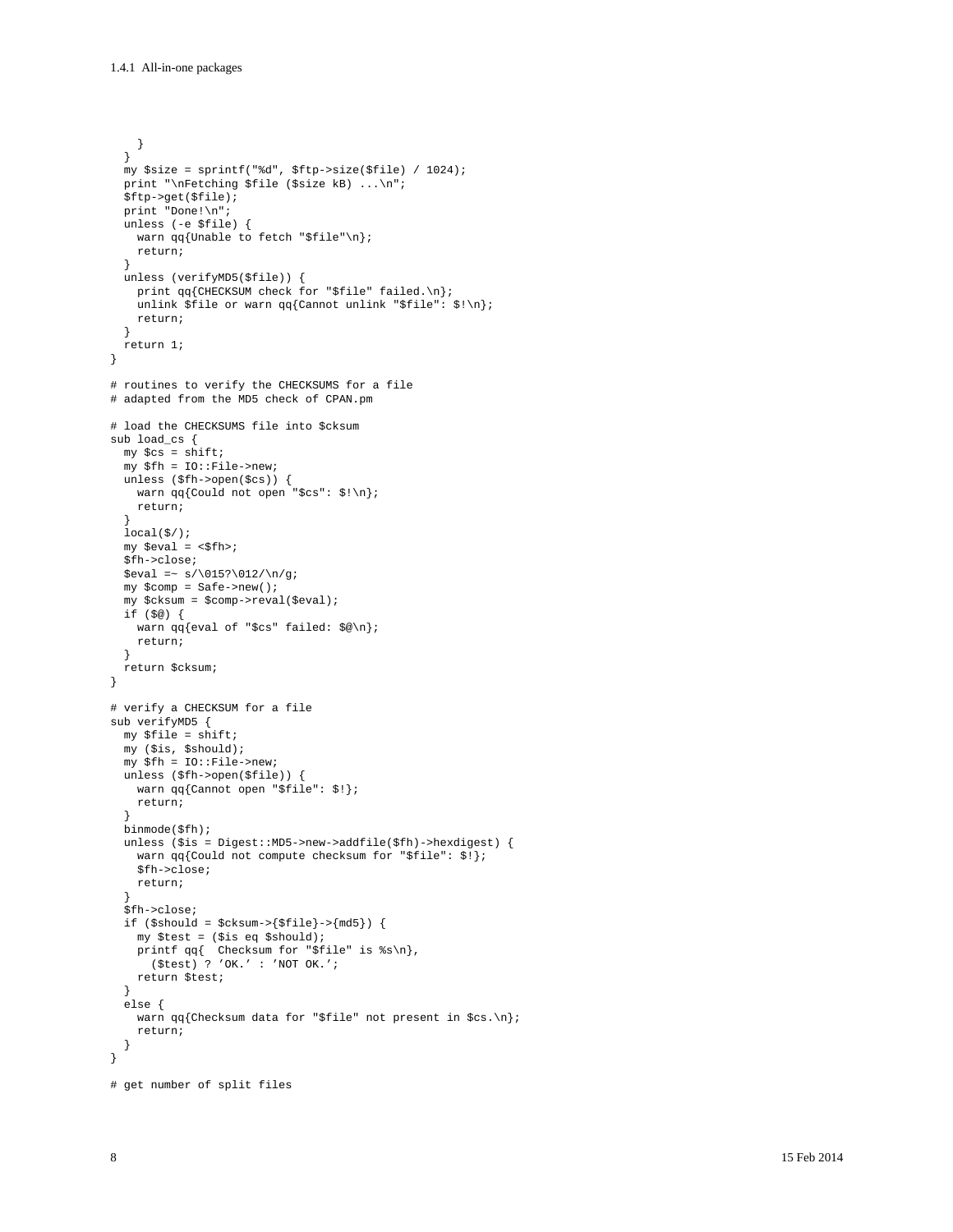```
    }
  }
  my $size = sprintf("%d", $ftp->size($file) / 1024);
  print "\nFetching $file ($size kB) ...\n";
  $ftp->get($file);
  print "Done!\n";
  unless (-e $file) {
    warn qq{Unable to fetch "$file"\n};
    return;
  }
  unless (verifyMD5($file)) {
    print qq{CHECKSUM check for "$file" failed.\n};
    unlink $file or warn qq{Cannot unlink "$file": $!\n};
    return;
  }
  return 1;
}

# routines to verify the CHECKSUMS for a file
# adapted from the MD5 check of CPAN.pm

# load the CHECKSUMS file into $cksum
sub load_cs {
  my $cs = shift;
  my $fh = IO::File->new;
  unless ($fh->open($cs)) {
    warn qq{Could not open "$cs": $!\n};
    return;
  }
  local($/);
  my $eval = <$fh>;
  $fh->close;
  $eval =~ s/\015?\012/\n/g;
  my $comp = Safe->new();
  my $cksum = $comp->reval($eval);
  if ($@) {
    warn qq{eval of "$cs" failed: $@\n};
    return;
  }
  return $cksum;
}

# verify a CHECKSUM for a file
sub verifyMD5 {
  my $file = shift;
  my ($is, $should);
  my $fh = IO::File->new;
  unless ($fh->open($file)) {
    warn qq{Cannot open "$file": $!};
    return;
  }
  binmode($fh);
  unless ($is = Digest::MD5->new->addfile($fh)->hexdigest) {
    warn qq{Could not compute checksum for "$file": $!};
    $fh->close;
    return;
  }
  $fh->close;
  if ($should = $cksum->{$file}->{md5}) {
    my $test = ($is eq $should);
    printf qq{  Checksum for "$file" is %s\n},
      ($test) ? 'OK.' : 'NOT OK.';
    return $test;
  }
  else {
    warn qq{Checksum data for "$file" not present in $cs.\n};
    return;
  }
}

# get number of split files
```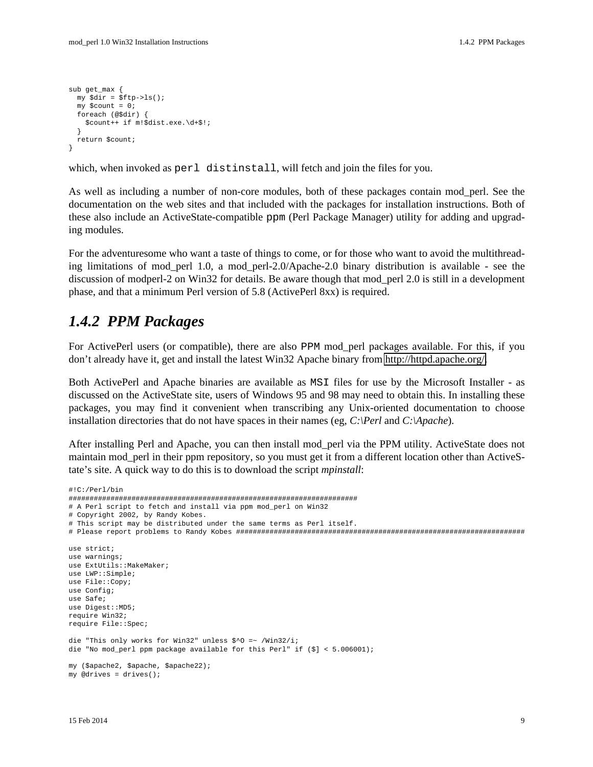```
sub get_max {
  my $dir = $ftp->ls();
  my $count = 0;
  foreach (@$dir) {
    $count++ if m!$dist.exe.\d+$!;
  }
  return $count;
}
```

which, when invoked as `perl distinstall`, will fetch and join the files for you.

As well as including a number of non-core modules, both of these packages contain mod_perl. See the documentation on the web sites and that included with the packages for installation instructions. Both of these also include an ActiveState-compatible `ppm` (Perl Package Manager) utility for adding and upgrading modules.

For the adventuresome who want a taste of things to come, or for those who want to avoid the multithreading limitations of mod_perl 1.0, a mod_perl-2.0/Apache-2.0 binary distribution is available - see the discussion of modperl-2 on Win32 for details. Be aware though that mod_perl 2.0 is still in a development phase, and that a minimum Perl version of 5.8 (ActivePerl 8xx) is required.

## 1.4.2 PPM Packages

For ActivePerl users (or compatible), there are also `PPM` mod_perl packages available. For this, if you don't already have it, get and install the latest Win32 Apache binary from http://httpd.apache.org/.

Both ActivePerl and Apache binaries are available as `MSI` files for use by the Microsoft Installer - as discussed on the ActiveState site, users of Windows 95 and 98 may need to obtain this. In installing these packages, you may find it convenient when transcribing any Unix-oriented documentation to choose installation directories that do not have spaces in their names (eg, *C:\Perl* and *C:\Apache*).

After installing Perl and Apache, you can then install mod_perl via the PPM utility. ActiveState does not maintain mod_perl in their ppm repository, so you must get it from a different location other than ActiveState's site. A quick way to do this is to download the script *mpinstall*:

```
#!C:/Perl/bin
######################################################################
# A Perl script to fetch and install via ppm mod_perl on Win32
# Copyright 2002, by Randy Kobes.
# This script may be distributed under the same terms as Perl itself.
# Please report problems to Randy Kobes ######################################################################

use strict;
use warnings;
use ExtUtils::MakeMaker;
use LWP::Simple;
use File::Copy;
use Config;
use Safe;
use Digest::MD5;
require Win32;
require File::Spec;

die "This only works for Win32" unless $^O =~ /Win32/i;
die "No mod_perl ppm package available for this Perl" if ($] < 5.006001);

my ($apache2, $apache, $apache22);
my @drives = drives();
```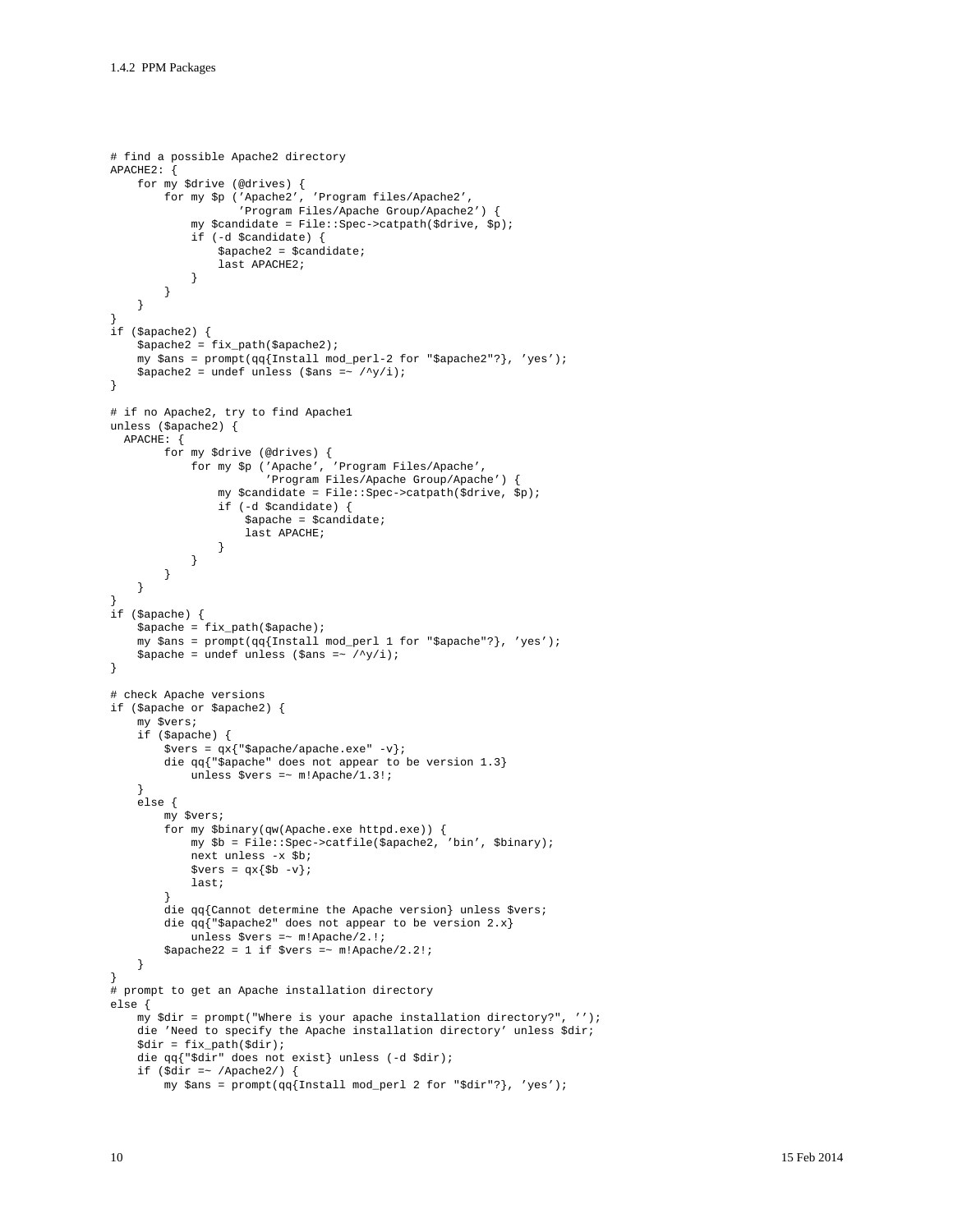```
# find a possible Apache2 directory
APACHE2: {
    for my $drive (@drives) {
        for my $p ('Apache2', 'Program files/Apache2',
                   'Program Files/Apache Group/Apache2') {
            my $candidate = File::Spec->catpath($drive, $p);
            if (-d $candidate) {
                $apache2 = $candidate;
                last APACHE2;
            }
        }
    }
}
if ($apache2) {
    $apache2 = fix_path($apache2);
    my $ans = prompt(qq{Install mod_perl-2 for "$apache2"?}, 'yes');
    $apache2 = undef unless ($ans =~ /^y/i);
}

# if no Apache2, try to find Apache1
unless ($apache2) {
  APACHE: {
        for my $drive (@drives) {
            for my $p ('Apache', 'Program Files/Apache',
                       'Program Files/Apache Group/Apache') {
                my $candidate = File::Spec->catpath($drive, $p);
                if (-d $candidate) {
                    $apache = $candidate;
                    last APACHE;
                }
            }
        }
    }
}
if ($apache) {
    $apache = fix_path($apache);
    my $ans = prompt(qq{Install mod_perl 1 for "$apache"?}, 'yes');
    $apache = undef unless ($ans =~ /^y/i);
}

# check Apache versions
if ($apache or $apache2) {
    my $vers;
    if ($apache) {
        $vers = qx{"$apache/apache.exe" -v};
        die qq{"$apache" does not appear to be version 1.3}
            unless $vers =~ m!Apache/1.3!;
    }
    else {
        my $vers;
        for my $binary(qw(Apache.exe httpd.exe)) {
            my $b = File::Spec->catfile($apache2, 'bin', $binary);
            next unless -x $b;
            $vers = qx{$b -v};
            last;
        }
        die qq{Cannot determine the Apache version} unless $vers;
        die qq{"$apache2" does not appear to be version 2.x}
            unless $vers =~ m!Apache/2.!;
        $apache22 = 1 if $vers =~ m!Apache/2.2!;
    }
}
# prompt to get an Apache installation directory
else {
    my $dir = prompt("Where is your apache installation directory?", '');
    die 'Need to specify the Apache installation directory' unless $dir;
    $dir = fix_path($dir);
    die qq{"$dir" does not exist} unless (-d $dir);
    if ($dir =~ /Apache2/) {
        my $ans = prompt(qq{Install mod_perl 2 for "$dir"?}, 'yes');
```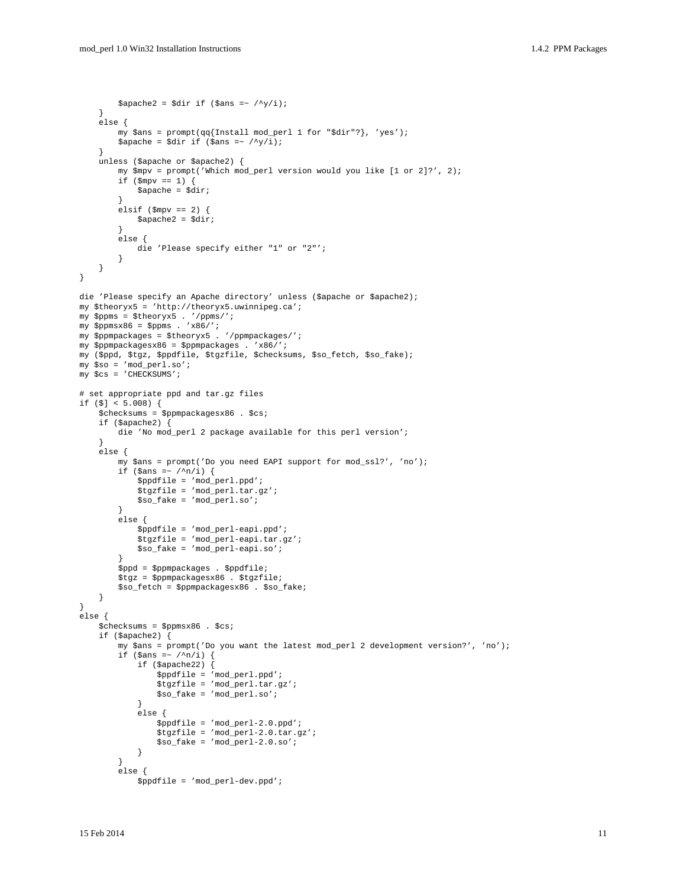```
        $apache2 = $dir if ($ans =~ /^y/i);
    }
    else {
        my $ans = prompt(qq{Install mod_perl 1 for "$dir"?}, 'yes');
        $apache = $dir if ($ans =~ /^y/i);
    }
    unless ($apache or $apache2) {
        my $mpv = prompt('Which mod_perl version would you like [1 or 2]?', 2);
        if ($mpv == 1) {
            $apache = $dir;
        }
        elsif ($mpv == 2) {
            $apache2 = $dir;
        }
        else {
            die 'Please specify either "1" or "2"';
        }
    }
}

die 'Please specify an Apache directory' unless ($apache or $apache2);
my $theoryx5 = 'http://theoryx5.uwinnipeg.ca';
my $ppms = $theoryx5 . '/ppms/';
my $ppmsx86 = $ppms . 'x86/';
my $ppmpackages = $theoryx5 . '/ppmpackages/';
my $ppmpackagesx86 = $ppmpackages . 'x86/';
my ($ppd, $tgz, $ppdfile, $tgzfile, $checksums, $so_fetch, $so_fake);
my $so = 'mod_perl.so';
my $cs = 'CHECKSUMS';

# set appropriate ppd and tar.gz files
if ($] < 5.008) {
    $checksums = $ppmpackagesx86 . $cs;
    if ($apache2) {
        die 'No mod_perl 2 package available for this perl version';
    }
    else {
        my $ans = prompt('Do you need EAPI support for mod_ssl?', 'no');
        if ($ans =~ /^n/i) {
            $ppdfile = 'mod_perl.ppd';
            $tgzfile = 'mod_perl.tar.gz';
            $so_fake = 'mod_perl.so';
        }
        else {
            $ppdfile = 'mod_perl-eapi.ppd';
            $tgzfile = 'mod_perl-eapi.tar.gz';
            $so_fake = 'mod_perl-eapi.so';
        }
        $ppd = $ppmpackages . $ppdfile;
        $tgz = $ppmpackagesx86 . $tgzfile;
        $so_fetch = $ppmpackagesx86 . $so_fake;
    }
}
else {
    $checksums = $ppmsx86 . $cs;
    if ($apache2) {
        my $ans = prompt('Do you want the latest mod_perl 2 development version?', 'no');
        if ($ans =~ /^n/i) {
            if ($apache22) {
                $ppdfile = 'mod_perl.ppd';
                $tgzfile = 'mod_perl.tar.gz';
                $so_fake = 'mod_perl.so';
            }
            else {
                $ppdfile = 'mod_perl-2.0.ppd';
                $tgzfile = 'mod_perl-2.0.tar.gz';
                $so_fake = 'mod_perl-2.0.so';
            }
        }
        else {
            $ppdfile = 'mod_perl-dev.ppd';
```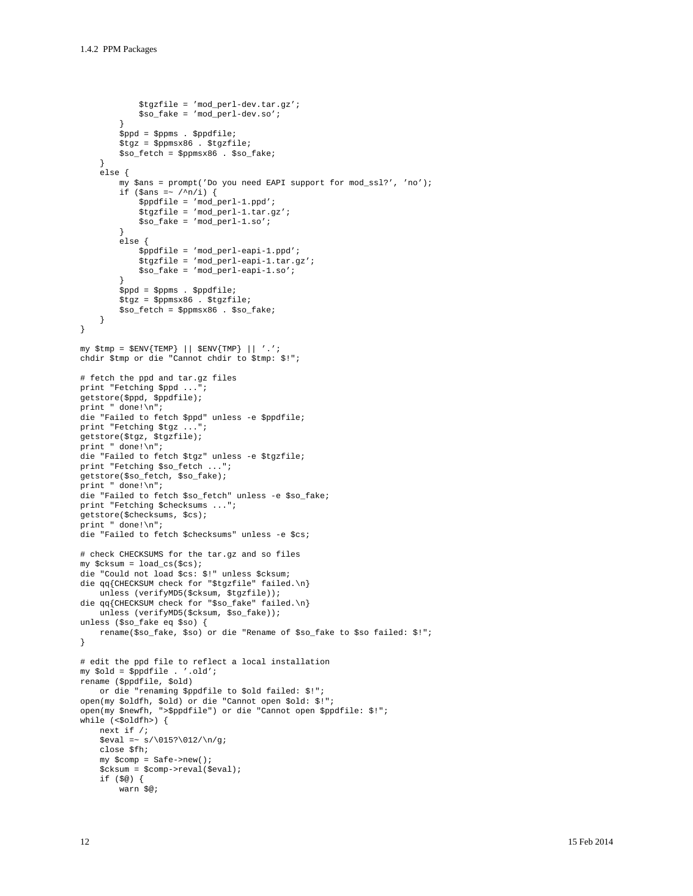```
            $tgzfile = 'mod_perl-dev.tar.gz';
            $so_fake = 'mod_perl-dev.so';
        }
        $ppd = $ppms . $ppdfile;
        $tgz = $ppmsx86 . $tgzfile;
        $so_fetch = $ppmsx86 . $so_fake;
    }
    else {
        my $ans = prompt('Do you need EAPI support for mod_ssl?', 'no');
        if ($ans =~ /^n/i) {
            $ppdfile = 'mod_perl-1.ppd';
            $tgzfile = 'mod_perl-1.tar.gz';
            $so_fake = 'mod_perl-1.so';
        }
        else {
            $ppdfile = 'mod_perl-eapi-1.ppd';
            $tgzfile = 'mod_perl-eapi-1.tar.gz';
            $so_fake = 'mod_perl-eapi-1.so';
        }
        $ppd = $ppms . $ppdfile;
        $tgz = $ppmsx86 . $tgzfile;
        $so_fetch = $ppmsx86 . $so_fake;
    }
}

my $tmp = $ENV{TEMP} || $ENV{TMP} || '.';
chdir $tmp or die "Cannot chdir to $tmp: $!";

# fetch the ppd and tar.gz files
print "Fetching $ppd ...";
getstore($ppd, $ppdfile);
print " done!\n";
die "Failed to fetch $ppd" unless -e $ppdfile;
print "Fetching $tgz ...";
getstore($tgz, $tgzfile);
print " done!\n";
die "Failed to fetch $tgz" unless -e $tgzfile;
print "Fetching $so_fetch ...";
getstore($so_fetch, $so_fake);
print " done!\n";
die "Failed to fetch $so_fetch" unless -e $so_fake;
print "Fetching $checksums ...";
getstore($checksums, $cs);
print " done!\n";
die "Failed to fetch $checksums" unless -e $cs;

# check CHECKSUMS for the tar.gz and so files
my $cksum = load_cs($cs);
die "Could not load $cs: $!" unless $cksum;
die qq{CHECKSUM check for "$tgzfile" failed.\n}
    unless (verifyMD5($cksum, $tgzfile));
die qq{CHECKSUM check for "$so_fake" failed.\n}
    unless (verifyMD5($cksum, $so_fake));
unless ($so_fake eq $so) {
    rename($so_fake, $so) or die "Rename of $so_fake to $so failed: $!";
}

# edit the ppd file to reflect a local installation
my $old = $ppdfile . '.old';
rename ($ppdfile, $old)
    or die "renaming $ppdfile to $old failed: $!";
open(my $oldfh, $old) or die "Cannot open $old: $!";
open(my $newfh, ">$ppdfile") or die "Cannot open $ppdfile: $!";
while (<$oldfh>) {
    next if /;
    $eval =~ s/\015?\012/\n/g;
    close $fh;
    my $comp = Safe->new();
    $cksum = $comp->reval($eval);
    if ($@) {
        warn $@;
```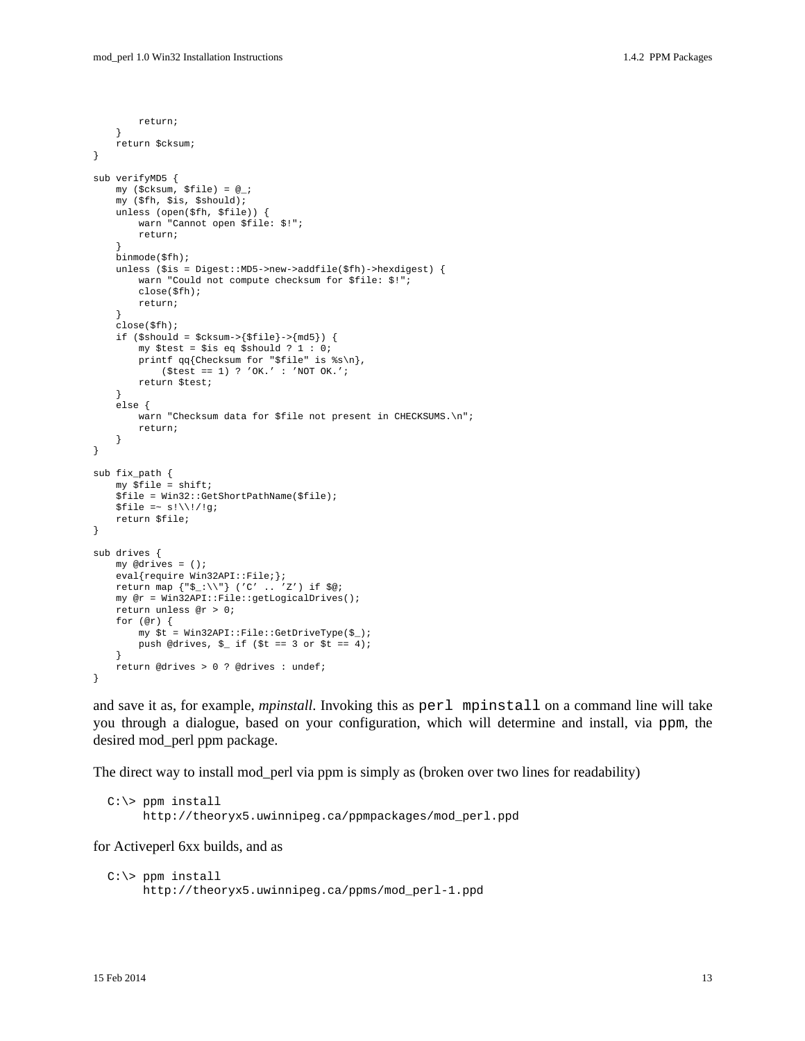```
        return;
    }
    return $cksum;
}

sub verifyMD5 {
    my ($cksum, $file) = @_;
    my ($fh, $is, $should);
    unless (open($fh, $file)) {
        warn "Cannot open $file: $!";
        return;
    }
    binmode($fh);
    unless ($is = Digest::MD5->new->addfile($fh)->hexdigest) {
        warn "Could not compute checksum for $file: $!";
        close($fh);
        return;
    }
    close($fh);
    if ($should = $cksum->{$file}->{md5}) {
        my $test = $is eq $should ? 1 : 0;
        printf qq{Checksum for "$file" is %s\n},
            ($test == 1) ? 'OK.' : 'NOT OK.';
        return $test;
    }
    else {
        warn "Checksum data for $file not present in CHECKSUMS.\n";
        return;
    }
}

sub fix_path {
    my $file = shift;
    $file = Win32::GetShortPathName($file);
    $file =~ s!\\!/!g;
    return $file;
}

sub drives {
    my @drives = ();
    eval{require Win32API::File;};
    return map {"$_:\\"} ('C' .. 'Z') if $@;
    my @r = Win32API::File::getLogicalDrives();
    return unless @r > 0;
    for (@r) {
        my $t = Win32API::File::GetDriveType($_);
        push @drives, $_ if ($t == 3 or $t == 4);
    }
    return @drives > 0 ? @drives : undef;
}
```

and save it as, for example, *mpinstall*. Invoking this as `perl mpinstall` on a command line will take you through a dialogue, based on your configuration, which will determine and install, via `ppm`, the desired mod_perl ppm package.

The direct way to install mod_perl via ppm is simply as (broken over two lines for readability)

```
C:\> ppm install
     http://theoryx5.uwinnipeg.ca/ppmpackages/mod_perl.ppd
```

for Activeperl 6xx builds, and as

```
C:\> ppm install
     http://theoryx5.uwinnipeg.ca/ppms/mod_perl-1.ppd
```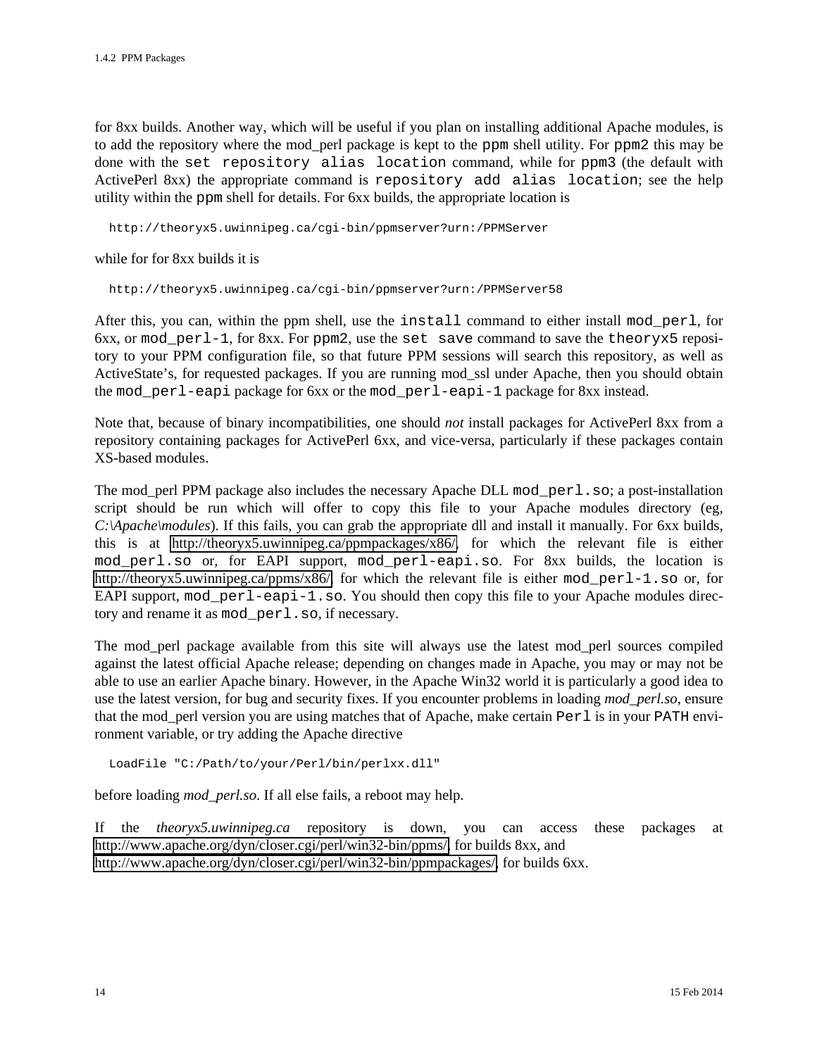for 8xx builds. Another way, which will be useful if you plan on installing additional Apache modules, is to add the repository where the mod_perl package is kept to the `ppm` shell utility. For `ppm2` this may be done with the `set repository alias location` command, while for `ppm3` (the default with ActivePerl 8xx) the appropriate command is `repository add alias location`; see the help utility within the `ppm` shell for details. For 6xx builds, the appropriate location is

```
http://theoryx5.uwinnipeg.ca/cgi-bin/ppmserver?urn:/PPMServer
```

while for for 8xx builds it is

```
http://theoryx5.uwinnipeg.ca/cgi-bin/ppmserver?urn:/PPMServer58
```

After this, you can, within the ppm shell, use the `install` command to either install `mod_perl`, for 6xx, or `mod_perl-1`, for 8xx. For `ppm2`, use the `set save` command to save the `theoryx5` repository to your PPM configuration file, so that future PPM sessions will search this repository, as well as ActiveState's, for requested packages. If you are running mod_ssl under Apache, then you should obtain the `mod_perl-eapi` package for 6xx or the `mod_perl-eapi-1` package for 8xx instead.

Note that, because of binary incompatibilities, one should *not* install packages for ActivePerl 8xx from a repository containing packages for ActivePerl 6xx, and vice-versa, particularly if these packages contain XS-based modules.

The mod_perl PPM package also includes the necessary Apache DLL `mod_perl.so`; a post-installation script should be run which will offer to copy this file to your Apache modules directory (eg, *C:\Apache\modules*). If this fails, you can grab the appropriate dll and install it manually. For 6xx builds, this is at http://theoryx5.uwinnipeg.ca/ppmpackages/x86/, for which the relevant file is either `mod_perl.so` or, for EAPI support, `mod_perl-eapi.so`. For 8xx builds, the location is http://theoryx5.uwinnipeg.ca/ppms/x86/, for which the relevant file is either `mod_perl-1.so` or, for EAPI support, `mod_perl-eapi-1.so`. You should then copy this file to your Apache modules directory and rename it as `mod_perl.so`, if necessary.

The mod_perl package available from this site will always use the latest mod_perl sources compiled against the latest official Apache release; depending on changes made in Apache, you may or may not be able to use an earlier Apache binary. However, in the Apache Win32 world it is particularly a good idea to use the latest version, for bug and security fixes. If you encounter problems in loading *mod_perl.so*, ensure that the mod_perl version you are using matches that of Apache, make certain `Perl` is in your `PATH` environment variable, or try adding the Apache directive

```
LoadFile "C:/Path/to/your/Perl/bin/perlxx.dll"
```

before loading *mod_perl.so*. If all else fails, a reboot may help.

If the *theoryx5.uwinnipeg.ca* repository is down, you can access these packages at http://www.apache.org/dyn/closer.cgi/perl/win32-bin/ppms/, for builds 8xx, and http://www.apache.org/dyn/closer.cgi/perl/win32-bin/ppmpackages/, for builds 6xx.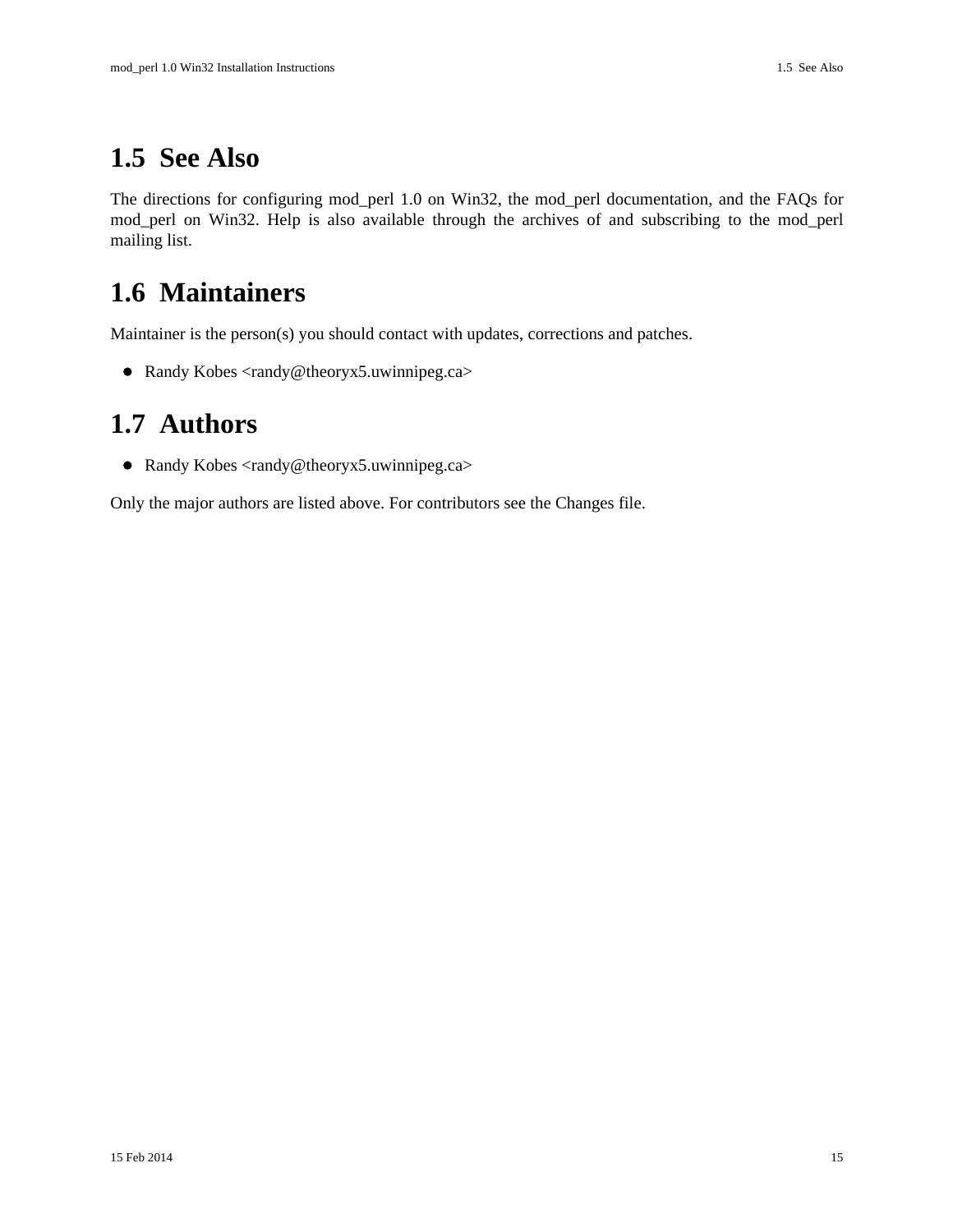## 1.5 See Also

The directions for configuring mod_perl 1.0 on Win32, the mod_perl documentation, and the FAQs for mod_perl on Win32. Help is also available through the archives of and subscribing to the mod_perl mailing list.

## 1.6 Maintainers

Maintainer is the person(s) you should contact with updates, corrections and patches.

- Randy Kobes <randy@theoryx5.uwinnipeg.ca>

## 1.7 Authors

- Randy Kobes <randy@theoryx5.uwinnipeg.ca>

Only the major authors are listed above. For contributors see the Changes file.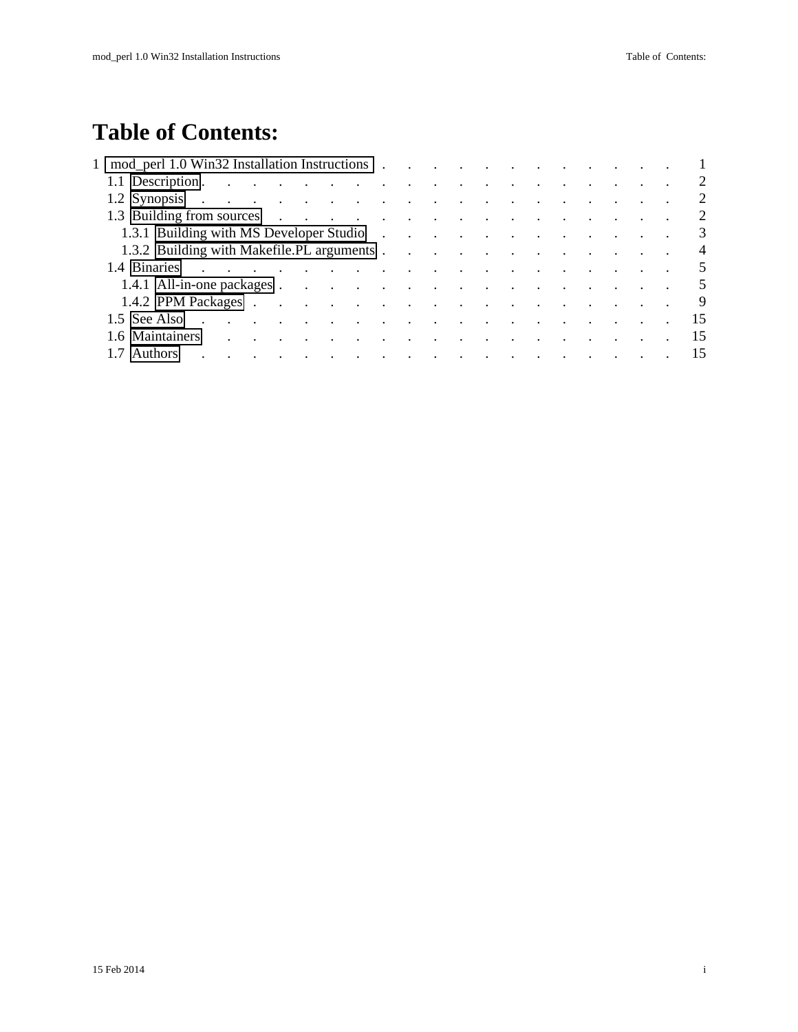# Table of Contents:

- 1 mod_perl 1.0 Win32 Installation Instructions . . . 1
  - 1.1 Description . . . 2
  - 1.2 Synopsis . . . 2
  - 1.3 Building from sources . . . 2
    - 1.3.1 Building with MS Developer Studio . . . 3
    - 1.3.2 Building with Makefile.PL arguments . . . 4
  - 1.4 Binaries . . . 5
    - 1.4.1 All-in-one packages . . . 5
    - 1.4.2 PPM Packages . . . 9
  - 1.5 See Also . . . 15
  - 1.6 Maintainers . . . 15
  - 1.7 Authors . . . 15